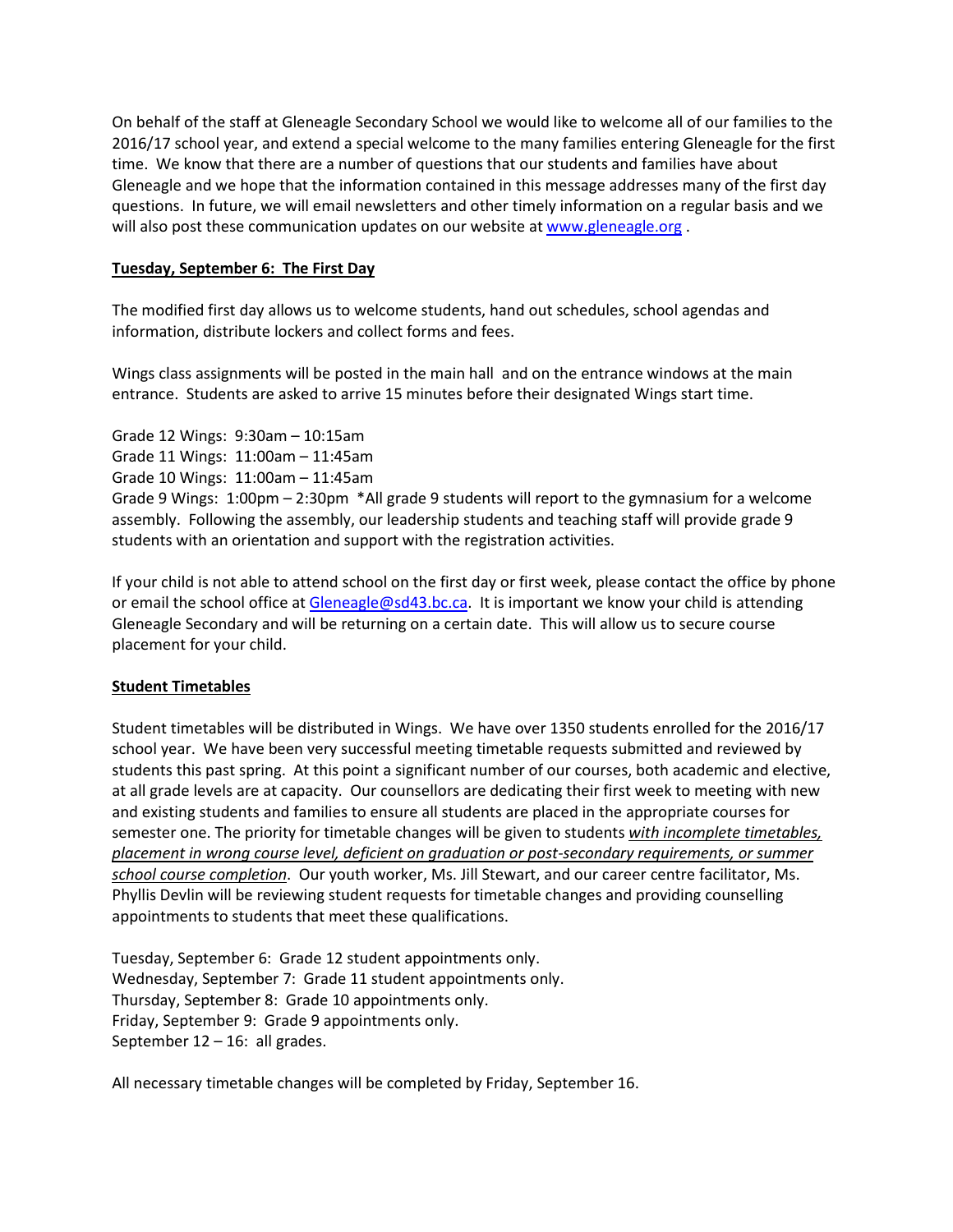On behalf of the staff at Gleneagle Secondary School we would like to welcome all of our families to the 2016/17 school year, and extend a special welcome to the many families entering Gleneagle for the first time. We know that there are a number of questions that our students and families have about Gleneagle and we hope that the information contained in this message addresses many of the first day questions. In future, we will email newsletters and other timely information on a regular basis and we will also post these communication updates on our website at [www.gleneagle.org](http://www.gleneagle.org) .

**Tuesday, September 6: The First Day**

The modified first day allows us to welcome students, hand out schedules, school agendas and information, distribute lockers and collect forms and fees.

Wings class assignments will be posted in the main hall and on the entrance windows at the main entrance. Students are asked to arrive 15 minutes before their designated Wings start time.

Grade 12 Wings: 9:30am – 10:15am
Grade 11 Wings: 11:00am – 11:45am
Grade 10 Wings: 11:00am – 11:45am
Grade 9 Wings: 1:00pm – 2:30pm *All grade 9 students will report to the gymnasium for a welcome assembly. Following the assembly, our leadership students and teaching staff will provide grade 9 students with an orientation and support with the registration activities.

If your child is not able to attend school on the first day or first week, please contact the office by phone or email the school office at [Gleneagle@sd43.bc.ca](mailto:Gleneagle@sd43.bc.ca). It is important we know your child is attending Gleneagle Secondary and will be returning on a certain date. This will allow us to secure course placement for your child.

**Student Timetables**

Student timetables will be distributed in Wings. We have over 1350 students enrolled for the 2016/17 school year. We have been very successful meeting timetable requests submitted and reviewed by students this past spring. At this point a significant number of our courses, both academic and elective, at all grade levels are at capacity. Our counsellors are dedicating their first week to meeting with new and existing students and families to ensure all students are placed in the appropriate courses for semester one. The priority for timetable changes will be given to students *with incomplete timetables, placement in wrong course level, deficient on graduation or post-secondary requirements, or summer school course completion*. Our youth worker, Ms. Jill Stewart, and our career centre facilitator, Ms. Phyllis Devlin will be reviewing student requests for timetable changes and providing counselling appointments to students that meet these qualifications.

Tuesday, September 6: Grade 12 student appointments only.
Wednesday, September 7: Grade 11 student appointments only.
Thursday, September 8: Grade 10 appointments only.
Friday, September 9: Grade 9 appointments only.
September 12 – 16: all grades.

All necessary timetable changes will be completed by Friday, September 16.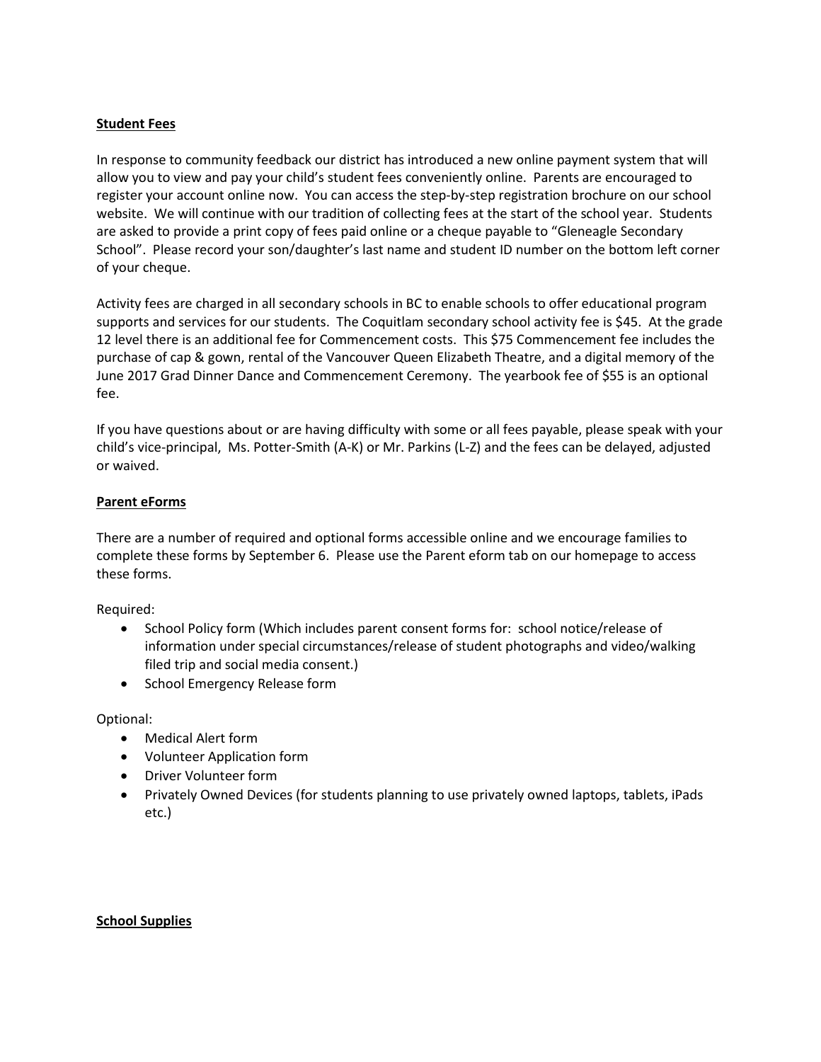**Student Fees**

In response to community feedback our district has introduced a new online payment system that will allow you to view and pay your child's student fees conveniently online. Parents are encouraged to register your account online now. You can access the step-by-step registration brochure on our school website. We will continue with our tradition of collecting fees at the start of the school year. Students are asked to provide a print copy of fees paid online or a cheque payable to "Gleneagle Secondary School". Please record your son/daughter's last name and student ID number on the bottom left corner of your cheque.

Activity fees are charged in all secondary schools in BC to enable schools to offer educational program supports and services for our students. The Coquitlam secondary school activity fee is $45. At the grade 12 level there is an additional fee for Commencement costs. This $75 Commencement fee includes the purchase of cap & gown, rental of the Vancouver Queen Elizabeth Theatre, and a digital memory of the June 2017 Grad Dinner Dance and Commencement Ceremony. The yearbook fee of $55 is an optional fee.

If you have questions about or are having difficulty with some or all fees payable, please speak with your child's vice-principal, Ms. Potter-Smith (A-K) or Mr. Parkins (L-Z) and the fees can be delayed, adjusted or waived.

**Parent eForms**

There are a number of required and optional forms accessible online and we encourage families to complete these forms by September 6. Please use the Parent eform tab on our homepage to access these forms.

Required:

- School Policy form (Which includes parent consent forms for: school notice/release of information under special circumstances/release of student photographs and video/walking filed trip and social media consent.)
- School Emergency Release form

Optional:

- Medical Alert form
- Volunteer Application form
- Driver Volunteer form
- Privately Owned Devices (for students planning to use privately owned laptops, tablets, iPads etc.)

**School Supplies**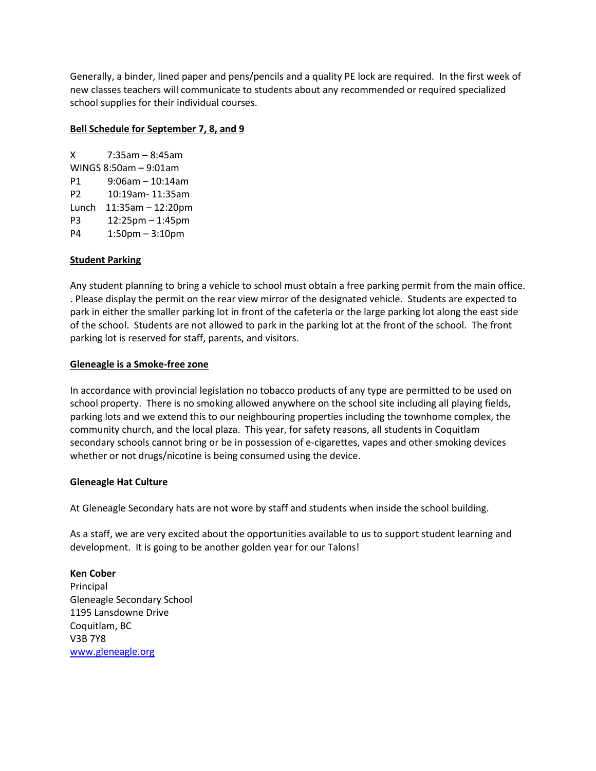Generally, a binder, lined paper and pens/pencils and a quality PE lock are required. In the first week of new classes teachers will communicate to students about any recommended or required specialized school supplies for their individual courses.

**Bell Schedule for September 7, 8, and 9**

| | |
|---|---|
| X | 7:35am – 8:45am |
| WINGS | 8:50am – 9:01am |
| P1 | 9:06am – 10:14am |
| P2 | 10:19am- 11:35am |
| Lunch | 11:35am – 12:20pm |
| P3 | 12:25pm – 1:45pm |
| P4 | 1:50pm – 3:10pm |

**Student Parking**

Any student planning to bring a vehicle to school must obtain a free parking permit from the main office. . Please display the permit on the rear view mirror of the designated vehicle. Students are expected to park in either the smaller parking lot in front of the cafeteria or the large parking lot along the east side of the school. Students are not allowed to park in the parking lot at the front of the school. The front parking lot is reserved for staff, parents, and visitors.

**Gleneagle is a Smoke-free zone**

In accordance with provincial legislation no tobacco products of any type are permitted to be used on school property. There is no smoking allowed anywhere on the school site including all playing fields, parking lots and we extend this to our neighbouring properties including the townhome complex, the community church, and the local plaza. This year, for safety reasons, all students in Coquitlam secondary schools cannot bring or be in possession of e-cigarettes, vapes and other smoking devices whether or not drugs/nicotine is being consumed using the device.

**Gleneagle Hat Culture**

At Gleneagle Secondary hats are not wore by staff and students when inside the school building.

As a staff, we are very excited about the opportunities available to us to support student learning and development. It is going to be another golden year for our Talons!

**Ken Cober**
Principal
Gleneagle Secondary School
1195 Lansdowne Drive
Coquitlam, BC
V3B 7Y8
www.gleneagle.org